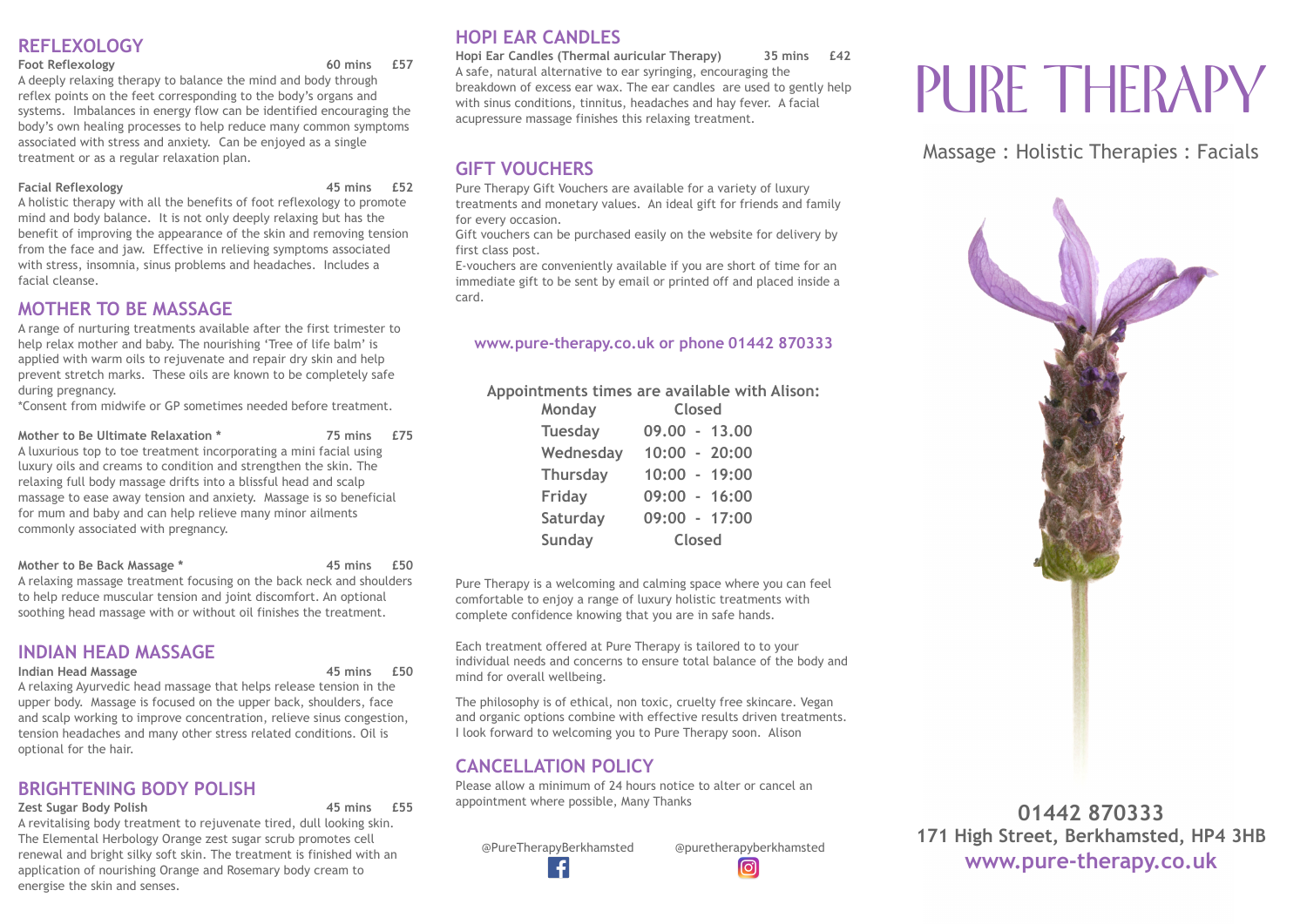## REFLEXOLOGY

**Foot Reflexology** **60 mins £57**

A deeply relaxing therapy to balance the mind and body through reflex points on the feet corresponding to the body's organs and systems. Imbalances in energy flow can be identified encouraging the body's own healing processes to help reduce many common symptoms associated with stress and anxiety. Can be enjoyed as a single treatment or as a regular relaxation plan.

**Facial Reflexology** **45 mins £52**

A holistic therapy with all the benefits of foot reflexology to promote mind and body balance. It is not only deeply relaxing but has the benefit of improving the appearance of the skin and removing tension from the face and jaw. Effective in relieving symptoms associated with stress, insomnia, sinus problems and headaches. Includes a facial cleanse.

## MOTHER TO BE MASSAGE

A range of nurturing treatments available after the first trimester to help relax mother and baby. The nourishing 'Tree of life balm' is applied with warm oils to rejuvenate and repair dry skin and help prevent stretch marks. These oils are known to be completely safe during pregnancy.

*Consent from midwife or GP sometimes needed before treatment.

**Mother to Be Ultimate Relaxation *** **75 mins £75**

A luxurious top to toe treatment incorporating a mini facial using luxury oils and creams to condition and strengthen the skin. The relaxing full body massage drifts into a blissful head and scalp massage to ease away tension and anxiety. Massage is so beneficial for mum and baby and can help relieve many minor ailments commonly associated with pregnancy.

**Mother to Be Back Massage *** **45 mins £50**

A relaxing massage treatment focusing on the back neck and shoulders to help reduce muscular tension and joint discomfort. An optional soothing head massage with or without oil finishes the treatment.

## INDIAN HEAD MASSAGE

**Indian Head Massage** **45 mins £50**

A relaxing Ayurvedic head massage that helps release tension in the upper body. Massage is focused on the upper back, shoulders, face and scalp working to improve concentration, relieve sinus congestion, tension headaches and many other stress related conditions. Oil is optional for the hair.

## BRIGHTENING BODY POLISH

**Zest Sugar Body Polish** **45 mins £55**

A revitalising body treatment to rejuvenate tired, dull looking skin. The Elemental Herbology Orange zest sugar scrub promotes cell renewal and bright silky soft skin. The treatment is finished with an application of nourishing Orange and Rosemary body cream to energise the skin and senses.

## HOPI EAR CANDLES

**Hopi Ear Candles (Thermal auricular Therapy)** **35 mins £42**

A safe, natural alternative to ear syringing, encouraging the breakdown of excess ear wax. The ear candles are used to gently help with sinus conditions, tinnitus, headaches and hay fever. A facial acupressure massage finishes this relaxing treatment.

## GIFT VOUCHERS

Pure Therapy Gift Vouchers are available for a variety of luxury treatments and monetary values. An ideal gift for friends and family for every occasion.

Gift vouchers can be purchased easily on the website for delivery by first class post.

E-vouchers are conveniently available if you are short of time for an immediate gift to be sent by email or printed off and placed inside a card.

**www.pure-therapy.co.uk or phone 01442 870333**

**Appointments times are available with Alison:**

| Day | Times |
|---|---|
| Monday | Closed |
| Tuesday | 09.00 - 13.00 |
| Wednesday | 10:00 - 20:00 |
| Thursday | 10:00 - 19:00 |
| Friday | 09:00 - 16:00 |
| Saturday | 09:00 - 17:00 |
| Sunday | Closed |

Pure Therapy is a welcoming and calming space where you can feel comfortable to enjoy a range of luxury holistic treatments with complete confidence knowing that you are in safe hands.

Each treatment offered at Pure Therapy is tailored to to your individual needs and concerns to ensure total balance of the body and mind for overall wellbeing.

The philosophy is of ethical, non toxic, cruelty free skincare. Vegan and organic options combine with effective results driven treatments. I look forward to welcoming you to Pure Therapy soon. Alison

## CANCELLATION POLICY

Please allow a minimum of 24 hours notice to alter or cancel an appointment where possible, Many Thanks

@PureTherapyBerkhamsted @puretherapyberkhamsted

# PURE THERAPY

Massage : Holistic Therapies : Facials

**01442 870333**
**171 High Street, Berkhamsted, HP4 3HB**
**www.pure-therapy.co.uk**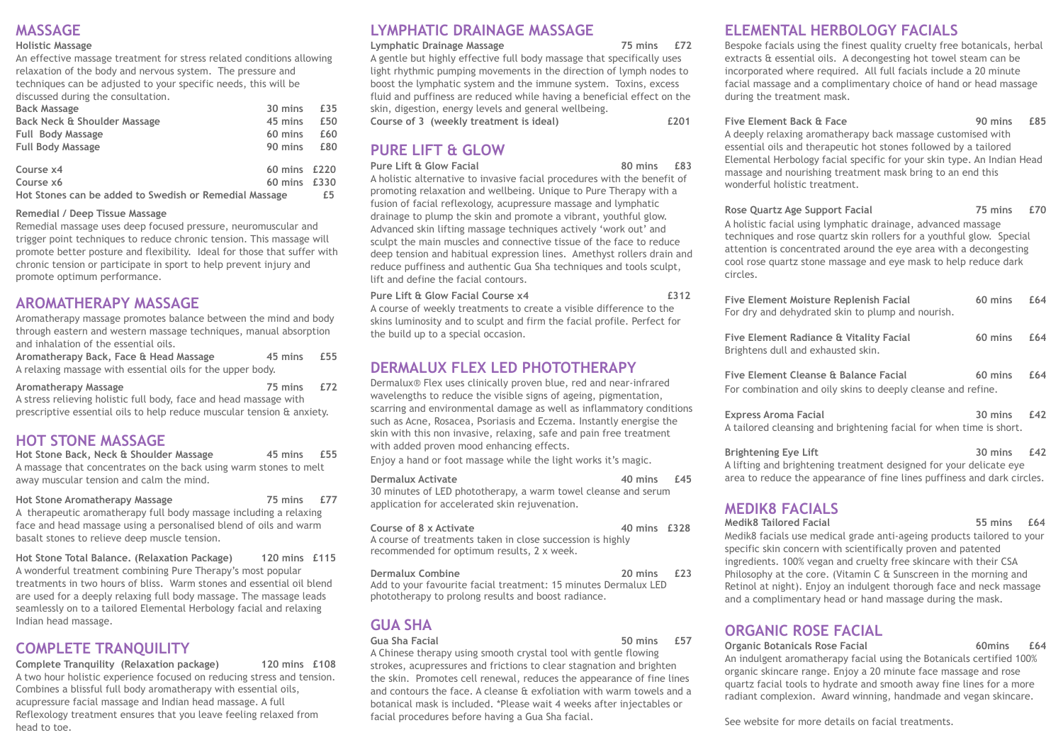## MASSAGE

**Holistic Massage**

An effective massage treatment for stress related conditions allowing relaxation of the body and nervous system. The pressure and techniques can be adjusted to your specific needs, this will be discussed during the consultation.

| | | |
|---|---|---|
| **Back Massage** | **30 mins** | **£35** |
| **Back Neck & Shoulder Massage** | **45 mins** | **£50** |
| **Full Body Massage** | **60 mins** | **£60** |
| **Full Body Massage** | **90 mins** | **£80** |
| **Course x4** | **60 mins** | **£220** |
| **Course x6** | **60 mins** | **£330** |
| **Hot Stones can be added to Swedish or Remedial Massage** | | **£5** |

**Remedial / Deep Tissue Massage**

Remedial massage uses deep focused pressure, neuromuscular and trigger point techniques to reduce chronic tension. This massage will promote better posture and flexibility. Ideal for those that suffer with chronic tension or participate in sport to help prevent injury and promote optimum performance.

## AROMATHERAPY MASSAGE

Aromatherapy massage promotes balance between the mind and body through eastern and western massage techniques, manual absorption and inhalation of the essential oils.

**Aromatherapy Back, Face & Head Massage** **45 mins** **£55**

A relaxing massage with essential oils for the upper body.

**Aromatherapy Massage** **75 mins** **£72**

A stress relieving holistic full body, face and head massage with prescriptive essential oils to help reduce muscular tension & anxiety.

## HOT STONE MASSAGE

**Hot Stone Back, Neck & Shoulder Massage** **45 mins** **£55**

A massage that concentrates on the back using warm stones to melt away muscular tension and calm the mind.

**Hot Stone Aromatherapy Massage** **75 mins** **£77**

A therapeutic aromatherapy full body massage including a relaxing face and head massage using a personalised blend of oils and warm basalt stones to relieve deep muscle tension.

**Hot Stone Total Balance. (Relaxation Package)** **120 mins** **£115**

A wonderful treatment combining Pure Therapy's most popular treatments in two hours of bliss. Warm stones and essential oil blend are used for a deeply relaxing full body massage. The massage leads seamlessly on to a tailored Elemental Herbology facial and relaxing Indian head massage.

## COMPLETE TRANQUILITY

**Complete Tranquility (Relaxation package)** **120 mins** **£108**

A two hour holistic experience focused on reducing stress and tension. Combines a blissful full body aromatherapy with essential oils, acupressure facial massage and Indian head massage. A full Reflexology treatment ensures that you leave feeling relaxed from head to toe.

## LYMPHATIC DRAINAGE MASSAGE

**Lymphatic Drainage Massage** **75 mins** **£72**

A gentle but highly effective full body massage that specifically uses light rhythmic pumping movements in the direction of lymph nodes to boost the lymphatic system and the immune system. Toxins, excess fluid and puffiness are reduced while having a beneficial effect on the skin, digestion, energy levels and general wellbeing.

**Course of 3 (weekly treatment is ideal)** **£201**

## PURE LIFT & GLOW

**Pure Lift & Glow Facial** **80 mins** **£83**

A holistic alternative to invasive facial procedures with the benefit of promoting relaxation and wellbeing. Unique to Pure Therapy with a fusion of facial reflexology, acupressure massage and lymphatic drainage to plump the skin and promote a vibrant, youthful glow. Advanced skin lifting massage techniques actively 'work out' and sculpt the main muscles and connective tissue of the face to reduce deep tension and habitual expression lines. Amethyst rollers drain and reduce puffiness and authentic Gua Sha techniques and tools sculpt, lift and define the facial contours.

**Pure Lift & Glow Facial Course x4** **£312**

A course of weekly treatments to create a visible difference to the skins luminosity and to sculpt and firm the facial profile. Perfect for the build up to a special occasion.

## DERMALUX FLEX LED PHOTOTHERAPY

Dermalux® Flex uses clinically proven blue, red and near-infrared wavelengths to reduce the visible signs of ageing, pigmentation, scarring and environmental damage as well as inflammatory conditions such as Acne, Rosacea, Psoriasis and Eczema. Instantly energise the skin with this non invasive, relaxing, safe and pain free treatment with added proven mood enhancing effects.

Enjoy a hand or foot massage while the light works it's magic.

**Dermalux Activate** **40 mins** **£45**

30 minutes of LED phototherapy, a warm towel cleanse and serum application for accelerated skin rejuvenation.

**Course of 8 x Activate** **40 mins** **£328**

A course of treatments taken in close succession is highly recommended for optimum results, 2 x week.

**Dermalux Combine** **20 mins** **£23**

Add to your favourite facial treatment: 15 minutes Dermalux LED phototherapy to prolong results and boost radiance.

## GUA SHA

**Gua Sha Facial** **50 mins** **£57**

A Chinese therapy using smooth crystal tool with gentle flowing strokes, acupressures and frictions to clear stagnation and brighten the skin. Promotes cell renewal, reduces the appearance of fine lines and contours the face. A cleanse & exfoliation with warm towels and a botanical mask is included. *Please wait 4 weeks after injectables or facial procedures before having a Gua Sha facial.

## ELEMENTAL HERBOLOGY FACIALS

Bespoke facials using the finest quality cruelty free botanicals, herbal extracts & essential oils. A decongesting hot towel steam can be incorporated where required. All full facials include a 20 minute facial massage and a complimentary choice of hand or head massage during the treatment mask.

**Five Element Back & Face** **90 mins** **£85**

A deeply relaxing aromatherapy back massage customised with essential oils and therapeutic hot stones followed by a tailored Elemental Herbology facial specific for your skin type. An Indian Head massage and nourishing treatment mask bring to an end this wonderful holistic treatment.

**Rose Quartz Age Support Facial** **75 mins** **£70**

A holistic facial using lymphatic drainage, advanced massage techniques and rose quartz skin rollers for a youthful glow. Special attention is concentrated around the eye area with a decongesting cool rose quartz stone massage and eye mask to help reduce dark circles.

**Five Element Moisture Replenish Facial** **60 mins** **£64**

For dry and dehydrated skin to plump and nourish.

**Five Element Radiance & Vitality Facial** **60 mins** **£64**

Brightens dull and exhausted skin.

**Five Element Cleanse & Balance Facial** **60 mins** **£64**

For combination and oily skins to deeply cleanse and refine.

**Express Aroma Facial** **30 mins** **£42**

A tailored cleansing and brightening facial for when time is short.

**Brightening Eye Lift** **30 mins** **£42**

A lifting and brightening treatment designed for your delicate eye area to reduce the appearance of fine lines puffiness and dark circles.

## MEDIK8 FACIALS

**Medik8 Tailored Facial** **55 mins** **£64**

Medik8 facials use medical grade anti-ageing products tailored to your specific skin concern with scientifically proven and patented ingredients. 100% vegan and cruelty free skincare with their CSA Philosophy at the core. (Vitamin C & Sunscreen in the morning and Retinol at night). Enjoy an indulgent thorough face and neck massage and a complimentary head or hand massage during the mask.

## ORGANIC ROSE FACIAL

**Organic Botanicals Rose Facial** **60mins** **£64**

An indulgent aromatherapy facial using the Botanicals certified 100% organic skincare range. Enjoy a 20 minute face massage and rose quartz facial tools to hydrate and smooth away fine lines for a more radiant complexion. Award winning, handmade and vegan skincare.

See website for more details on facial treatments.